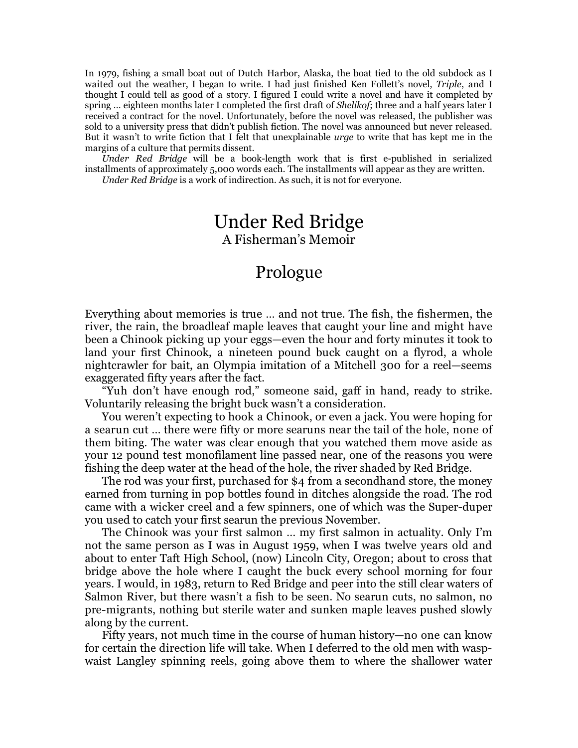In 1979, fishing a small boat out of Dutch Harbor, Alaska, the boat tied to the old subdock as I waited out the weather, I began to write. I had just finished Ken Follett's novel, *Triple*, and I thought I could tell as good of a story. I figured I could write a novel and have it completed by spring … eighteen months later I completed the first draft of *Shelikof*; three and a half years later I received a contract for the novel. Unfortunately, before the novel was released, the publisher was sold to a university press that didn't publish fiction. The novel was announced but never released. But it wasn't to write fiction that I felt that unexplainable *urge* to write that has kept me in the margins of a culture that permits dissent.

*Under Red Bridge* will be a book-length work that is first e-published in serialized installments of approximately 5,000 words each. The installments will appear as they are written.

*Under Red Bridge* is a work of indirection. As such, it is not for everyone.

# Under Red Bridge

## A Fisherman's Memoir

## Prologue

Everything about memories is true … and not true. The fish, the fishermen, the river, the rain, the broadleaf maple leaves that caught your line and might have been a Chinook picking up your eggs—even the hour and forty minutes it took to land your first Chinook, a nineteen pound buck caught on a flyrod, a whole nightcrawler for bait, an Olympia imitation of a Mitchell 300 for a reel—seems exaggerated fifty years after the fact.

"Yuh don't have enough rod," someone said, gaff in hand, ready to strike. Voluntarily releasing the bright buck wasn't a consideration.

You weren't expecting to hook a Chinook, or even a jack. You were hoping for a searun cut … there were fifty or more searuns near the tail of the hole, none of them biting. The water was clear enough that you watched them move aside as your 12 pound test monofilament line passed near, one of the reasons you were fishing the deep water at the head of the hole, the river shaded by Red Bridge.

The rod was your first, purchased for $4 from a secondhand store, the money earned from turning in pop bottles found in ditches alongside the road. The rod came with a wicker creel and a few spinners, one of which was the Super-duper you used to catch your first searun the previous November.

The Chinook was your first salmon … my first salmon in actuality. Only I'm not the same person as I was in August 1959, when I was twelve years old and about to enter Taft High School, (now) Lincoln City, Oregon; about to cross that bridge above the hole where I caught the buck every school morning for four years. I would, in 1983, return to Red Bridge and peer into the still clear waters of Salmon River, but there wasn't a fish to be seen. No searun cuts, no salmon, no pre-migrants, nothing but sterile water and sunken maple leaves pushed slowly along by the current.

Fifty years, not much time in the course of human history—no one can know for certain the direction life will take. When I deferred to the old men with wasp-waist Langley spinning reels, going above them to where the shallower water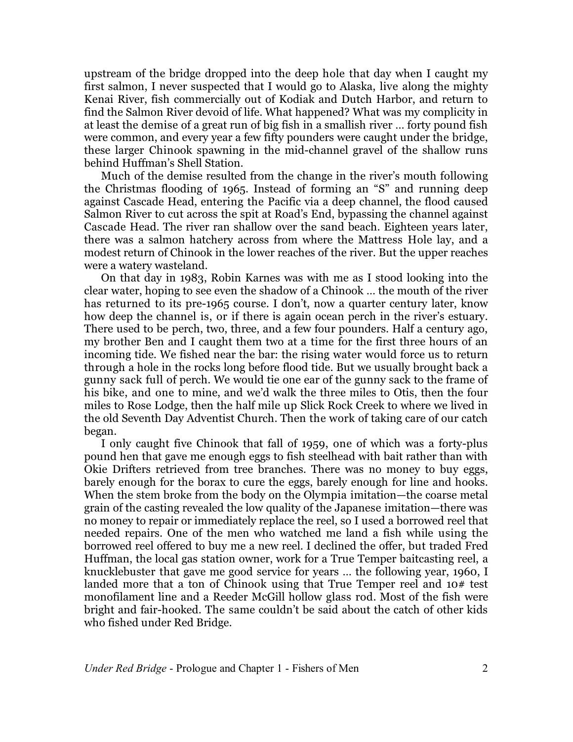upstream of the bridge dropped into the deep hole that day when I caught my first salmon, I never suspected that I would go to Alaska, live along the mighty Kenai River, fish commercially out of Kodiak and Dutch Harbor, and return to find the Salmon River devoid of life. What happened? What was my complicity in at least the demise of a great run of big fish in a smallish river … forty pound fish were common, and every year a few fifty pounders were caught under the bridge, these larger Chinook spawning in the mid-channel gravel of the shallow runs behind Huffman's Shell Station.

Much of the demise resulted from the change in the river's mouth following the Christmas flooding of 1965. Instead of forming an "S" and running deep against Cascade Head, entering the Pacific via a deep channel, the flood caused Salmon River to cut across the spit at Road's End, bypassing the channel against Cascade Head. The river ran shallow over the sand beach. Eighteen years later, there was a salmon hatchery across from where the Mattress Hole lay, and a modest return of Chinook in the lower reaches of the river. But the upper reaches were a watery wasteland.

On that day in 1983, Robin Karnes was with me as I stood looking into the clear water, hoping to see even the shadow of a Chinook … the mouth of the river has returned to its pre-1965 course. I don't, now a quarter century later, know how deep the channel is, or if there is again ocean perch in the river's estuary. There used to be perch, two, three, and a few four pounders. Half a century ago, my brother Ben and I caught them two at a time for the first three hours of an incoming tide. We fished near the bar: the rising water would force us to return through a hole in the rocks long before flood tide. But we usually brought back a gunny sack full of perch. We would tie one ear of the gunny sack to the frame of his bike, and one to mine, and we'd walk the three miles to Otis, then the four miles to Rose Lodge, then the half mile up Slick Rock Creek to where we lived in the old Seventh Day Adventist Church. Then the work of taking care of our catch began.

I only caught five Chinook that fall of 1959, one of which was a forty-plus pound hen that gave me enough eggs to fish steelhead with bait rather than with Okie Drifters retrieved from tree branches. There was no money to buy eggs, barely enough for the borax to cure the eggs, barely enough for line and hooks. When the stem broke from the body on the Olympia imitation—the coarse metal grain of the casting revealed the low quality of the Japanese imitation—there was no money to repair or immediately replace the reel, so I used a borrowed reel that needed repairs. One of the men who watched me land a fish while using the borrowed reel offered to buy me a new reel. I declined the offer, but traded Fred Huffman, the local gas station owner, work for a True Temper baitcasting reel, a knucklebuster that gave me good service for years … the following year, 1960, I landed more that a ton of Chinook using that True Temper reel and 10# test monofilament line and a Reeder McGill hollow glass rod. Most of the fish were bright and fair-hooked. The same couldn't be said about the catch of other kids who fished under Red Bridge.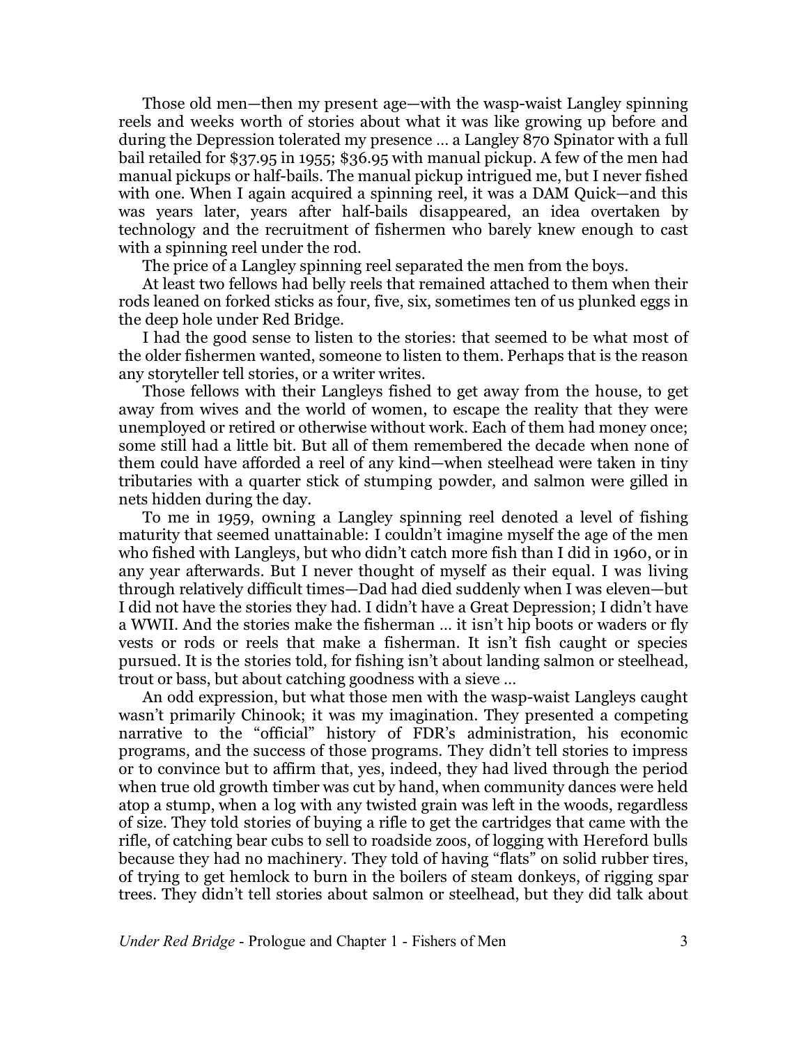Those old men—then my present age—with the wasp-waist Langley spinning reels and weeks worth of stories about what it was like growing up before and during the Depression tolerated my presence … a Langley 870 Spinator with a full bail retailed for $37.95 in 1955; $36.95 with manual pickup. A few of the men had manual pickups or half-bails. The manual pickup intrigued me, but I never fished with one. When I again acquired a spinning reel, it was a DAM Quick—and this was years later, years after half-bails disappeared, an idea overtaken by technology and the recruitment of fishermen who barely knew enough to cast with a spinning reel under the rod.

The price of a Langley spinning reel separated the men from the boys.

At least two fellows had belly reels that remained attached to them when their rods leaned on forked sticks as four, five, six, sometimes ten of us plunked eggs in the deep hole under Red Bridge.

I had the good sense to listen to the stories: that seemed to be what most of the older fishermen wanted, someone to listen to them. Perhaps that is the reason any storyteller tell stories, or a writer writes.

Those fellows with their Langleys fished to get away from the house, to get away from wives and the world of women, to escape the reality that they were unemployed or retired or otherwise without work. Each of them had money once; some still had a little bit. But all of them remembered the decade when none of them could have afforded a reel of any kind—when steelhead were taken in tiny tributaries with a quarter stick of stumping powder, and salmon were gilled in nets hidden during the day.

To me in 1959, owning a Langley spinning reel denoted a level of fishing maturity that seemed unattainable: I couldn't imagine myself the age of the men who fished with Langleys, but who didn't catch more fish than I did in 1960, or in any year afterwards. But I never thought of myself as their equal. I was living through relatively difficult times—Dad had died suddenly when I was eleven—but I did not have the stories they had. I didn't have a Great Depression; I didn't have a WWII. And the stories make the fisherman … it isn't hip boots or waders or fly vests or rods or reels that make a fisherman. It isn't fish caught or species pursued. It is the stories told, for fishing isn't about landing salmon or steelhead, trout or bass, but about catching goodness with a sieve …

An odd expression, but what those men with the wasp-waist Langleys caught wasn't primarily Chinook; it was my imagination. They presented a competing narrative to the "official" history of FDR's administration, his economic programs, and the success of those programs. They didn't tell stories to impress or to convince but to affirm that, yes, indeed, they had lived through the period when true old growth timber was cut by hand, when community dances were held atop a stump, when a log with any twisted grain was left in the woods, regardless of size. They told stories of buying a rifle to get the cartridges that came with the rifle, of catching bear cubs to sell to roadside zoos, of logging with Hereford bulls because they had no machinery. They told of having "flats" on solid rubber tires, of trying to get hemlock to burn in the boilers of steam donkeys, of rigging spar trees. They didn't tell stories about salmon or steelhead, but they did talk about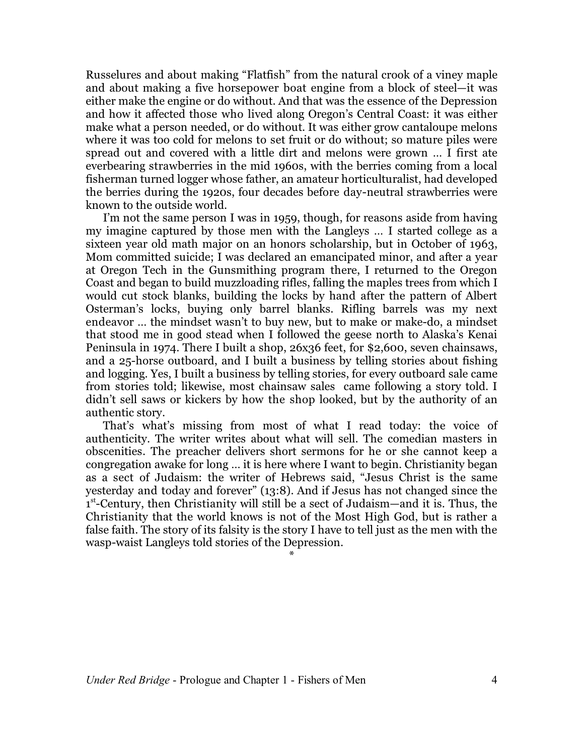Russelures and about making "Flatfish" from the natural crook of a viney maple and about making a five horsepower boat engine from a block of steel—it was either make the engine or do without. And that was the essence of the Depression and how it affected those who lived along Oregon's Central Coast: it was either make what a person needed, or do without. It was either grow cantaloupe melons where it was too cold for melons to set fruit or do without; so mature piles were spread out and covered with a little dirt and melons were grown … I first ate everbearing strawberries in the mid 1960s, with the berries coming from a local fisherman turned logger whose father, an amateur horticulturalist, had developed the berries during the 1920s, four decades before day-neutral strawberries were known to the outside world.

I'm not the same person I was in 1959, though, for reasons aside from having my imagine captured by those men with the Langleys … I started college as a sixteen year old math major on an honors scholarship, but in October of 1963, Mom committed suicide; I was declared an emancipated minor, and after a year at Oregon Tech in the Gunsmithing program there, I returned to the Oregon Coast and began to build muzzloading rifles, falling the maples trees from which I would cut stock blanks, building the locks by hand after the pattern of Albert Osterman's locks, buying only barrel blanks. Rifling barrels was my next endeavor … the mindset wasn't to buy new, but to make or make-do, a mindset that stood me in good stead when I followed the geese north to Alaska's Kenai Peninsula in 1974. There I built a shop, 26x36 feet, for $2,600, seven chainsaws, and a 25-horse outboard, and I built a business by telling stories about fishing and logging. Yes, I built a business by telling stories, for every outboard sale came from stories told; likewise, most chainsaw sales came following a story told. I didn't sell saws or kickers by how the shop looked, but by the authority of an authentic story.

That's what's missing from most of what I read today: the voice of authenticity. The writer writes about what will sell. The comedian masters in obscenities. The preacher delivers short sermons for he or she cannot keep a congregation awake for long … it is here where I want to begin. Christianity began as a sect of Judaism: the writer of Hebrews said, "Jesus Christ is the same yesterday and today and forever" (13:8). And if Jesus has not changed since the 1st-Century, then Christianity will still be a sect of Judaism—and it is. Thus, the Christianity that the world knows is not of the Most High God, but is rather a false faith. The story of its falsity is the story I have to tell just as the men with the wasp-waist Langleys told stories of the Depression.

*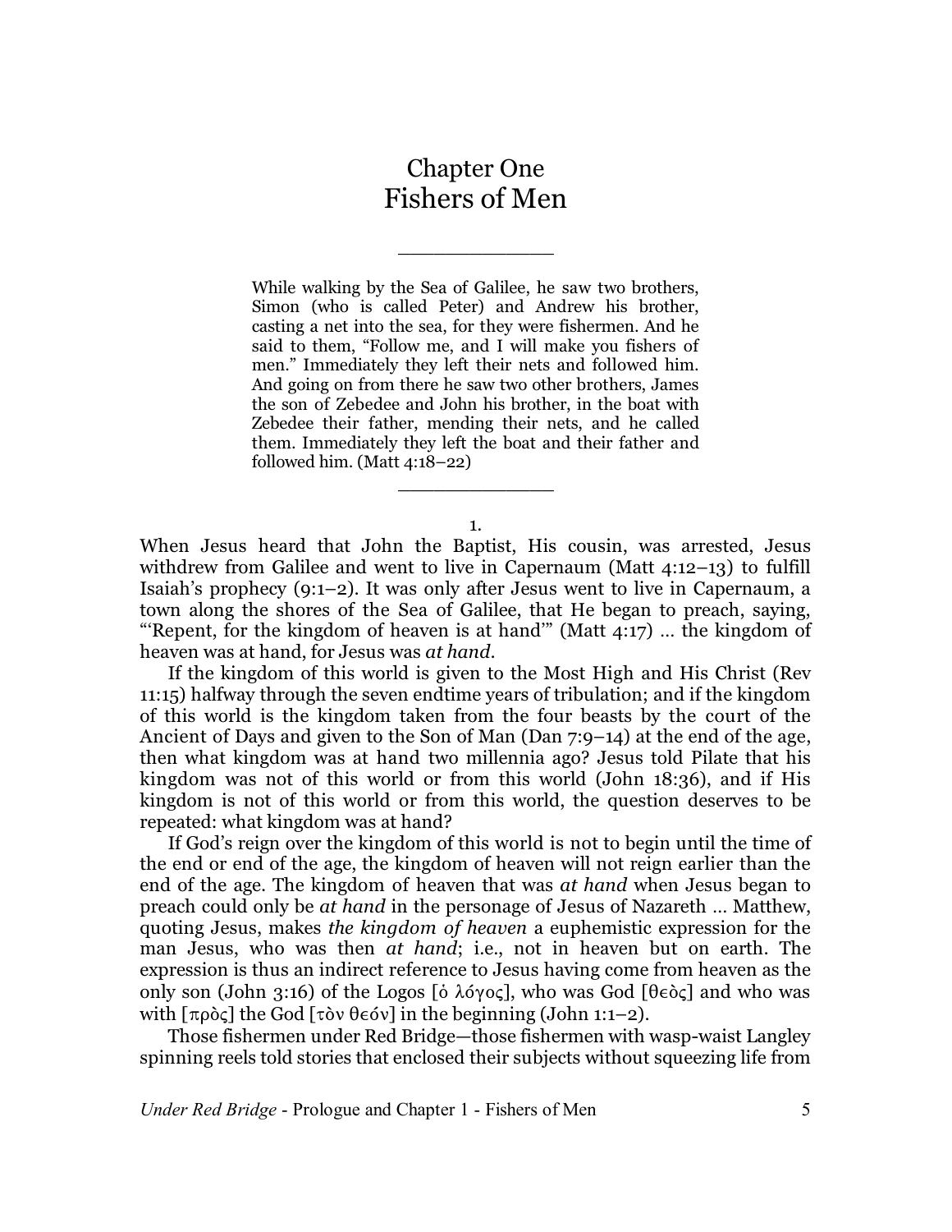# Chapter One
# Fishers of Men

---

> While walking by the Sea of Galilee, he saw two brothers, Simon (who is called Peter) and Andrew his brother, casting a net into the sea, for they were fishermen. And he said to them, "Follow me, and I will make you fishers of men." Immediately they left their nets and followed him. And going on from there he saw two other brothers, James the son of Zebedee and John his brother, in the boat with Zebedee their father, mending their nets, and he called them. Immediately they left the boat and their father and followed him. (Matt 4:18–22)

---

1.

When Jesus heard that John the Baptist, His cousin, was arrested, Jesus withdrew from Galilee and went to live in Capernaum (Matt 4:12–13) to fulfill Isaiah's prophecy (9:1–2). It was only after Jesus went to live in Capernaum, a town along the shores of the Sea of Galilee, that He began to preach, saying, "'Repent, for the kingdom of heaven is at hand'" (Matt 4:17) … the kingdom of heaven was at hand, for Jesus was *at hand*.

If the kingdom of this world is given to the Most High and His Christ (Rev 11:15) halfway through the seven endtime years of tribulation; and if the kingdom of this world is the kingdom taken from the four beasts by the court of the Ancient of Days and given to the Son of Man (Dan 7:9–14) at the end of the age, then what kingdom was at hand two millennia ago? Jesus told Pilate that his kingdom was not of this world or from this world (John 18:36), and if His kingdom is not of this world or from this world, the question deserves to be repeated: what kingdom was at hand?

If God's reign over the kingdom of this world is not to begin until the time of the end or end of the age, the kingdom of heaven will not reign earlier than the end of the age. The kingdom of heaven that was *at hand* when Jesus began to preach could only be *at hand* in the personage of Jesus of Nazareth … Matthew, quoting Jesus, makes *the kingdom of heaven* a euphemistic expression for the man Jesus, who was then *at hand*; i.e., not in heaven but on earth. The expression is thus an indirect reference to Jesus having come from heaven as the only son (John 3:16) of the Logos [ὁ λόγος], who was God [θεὸς] and who was with [πρὸς] the God [τὸν θεόν] in the beginning (John 1:1–2).

Those fishermen under Red Bridge—those fishermen with wasp-waist Langley spinning reels told stories that enclosed their subjects without squeezing life from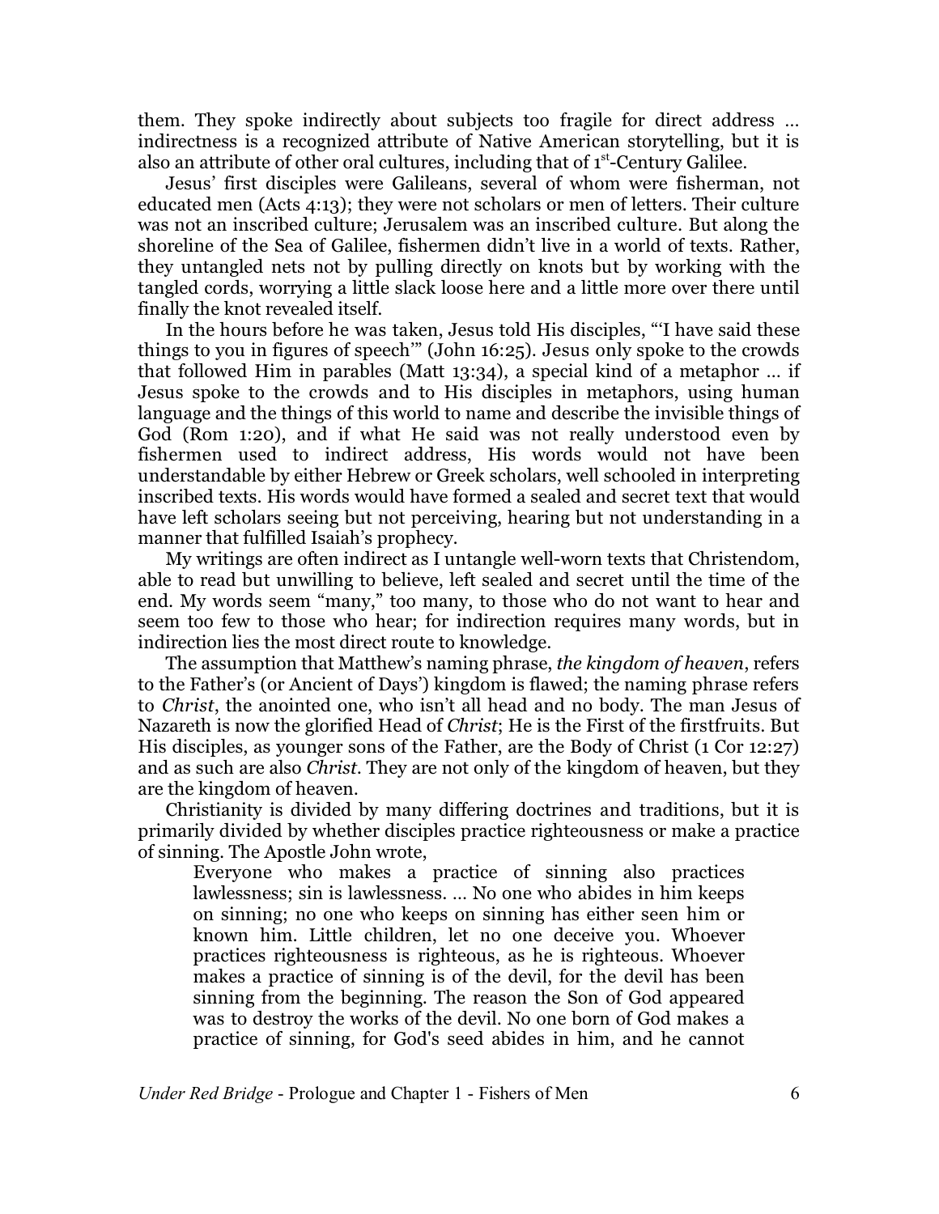them. They spoke indirectly about subjects too fragile for direct address … indirectness is a recognized attribute of Native American storytelling, but it is also an attribute of other oral cultures, including that of 1st-Century Galilee.

Jesus' first disciples were Galileans, several of whom were fisherman, not educated men (Acts 4:13); they were not scholars or men of letters. Their culture was not an inscribed culture; Jerusalem was an inscribed culture. But along the shoreline of the Sea of Galilee, fishermen didn't live in a world of texts. Rather, they untangled nets not by pulling directly on knots but by working with the tangled cords, worrying a little slack loose here and a little more over there until finally the knot revealed itself.

In the hours before he was taken, Jesus told His disciples, "'I have said these things to you in figures of speech'" (John 16:25). Jesus only spoke to the crowds that followed Him in parables (Matt 13:34), a special kind of a metaphor … if Jesus spoke to the crowds and to His disciples in metaphors, using human language and the things of this world to name and describe the invisible things of God (Rom 1:20), and if what He said was not really understood even by fishermen used to indirect address, His words would not have been understandable by either Hebrew or Greek scholars, well schooled in interpreting inscribed texts. His words would have formed a sealed and secret text that would have left scholars seeing but not perceiving, hearing but not understanding in a manner that fulfilled Isaiah's prophecy.

My writings are often indirect as I untangle well-worn texts that Christendom, able to read but unwilling to believe, left sealed and secret until the time of the end. My words seem "many," too many, to those who do not want to hear and seem too few to those who hear; for indirection requires many words, but in indirection lies the most direct route to knowledge.

The assumption that Matthew's naming phrase, *the kingdom of heaven*, refers to the Father's (or Ancient of Days') kingdom is flawed; the naming phrase refers to *Christ*, the anointed one, who isn't all head and no body. The man Jesus of Nazareth is now the glorified Head of *Christ*; He is the First of the firstfruits. But His disciples, as younger sons of the Father, are the Body of Christ (1 Cor 12:27) and as such are also *Christ*. They are not only of the kingdom of heaven, but they are the kingdom of heaven.

Christianity is divided by many differing doctrines and traditions, but it is primarily divided by whether disciples practice righteousness or make a practice of sinning. The Apostle John wrote,

> Everyone who makes a practice of sinning also practices lawlessness; sin is lawlessness. … No one who abides in him keeps on sinning; no one who keeps on sinning has either seen him or known him. Little children, let no one deceive you. Whoever practices righteousness is righteous, as he is righteous. Whoever makes a practice of sinning is of the devil, for the devil has been sinning from the beginning. The reason the Son of God appeared was to destroy the works of the devil. No one born of God makes a practice of sinning, for God's seed abides in him, and he cannot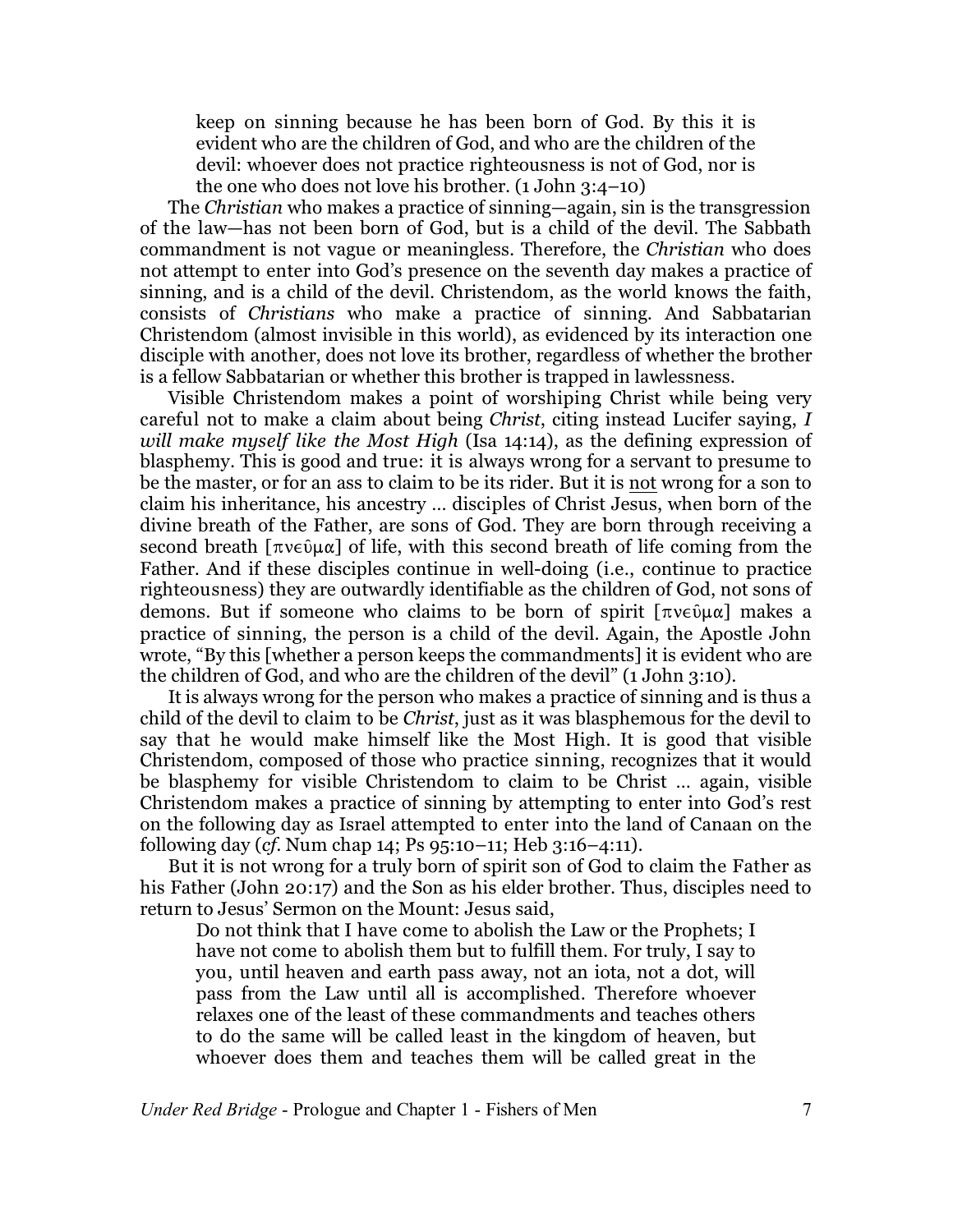> keep on sinning because he has been born of God. By this it is evident who are the children of God, and who are the children of the devil: whoever does not practice righteousness is not of God, nor is the one who does not love his brother. (1 John 3:4–10)

The *Christian* who makes a practice of sinning—again, sin is the transgression of the law—has not been born of God, but is a child of the devil. The Sabbath commandment is not vague or meaningless. Therefore, the *Christian* who does not attempt to enter into God's presence on the seventh day makes a practice of sinning, and is a child of the devil. Christendom, as the world knows the faith, consists of *Christians* who make a practice of sinning. And Sabbatarian Christendom (almost invisible in this world), as evidenced by its interaction one disciple with another, does not love its brother, regardless of whether the brother is a fellow Sabbatarian or whether this brother is trapped in lawlessness.

Visible Christendom makes a point of worshiping Christ while being very careful not to make a claim about being *Christ*, citing instead Lucifer saying, *I will make myself like the Most High* (Isa 14:14), as the defining expression of blasphemy. This is good and true: it is always wrong for a servant to presume to be the master, or for an ass to claim to be its rider. But it is <u>not</u> wrong for a son to claim his inheritance, his ancestry … disciples of Christ Jesus, when born of the divine breath of the Father, are sons of God. They are born through receiving a second breath [πνεῦμα] of life, with this second breath of life coming from the Father. And if these disciples continue in well-doing (i.e., continue to practice righteousness) they are outwardly identifiable as the children of God, not sons of demons. But if someone who claims to be born of spirit [πνεῦμα] makes a practice of sinning, the person is a child of the devil. Again, the Apostle John wrote, "By this [whether a person keeps the commandments] it is evident who are the children of God, and who are the children of the devil" (1 John 3:10).

It is always wrong for the person who makes a practice of sinning and is thus a child of the devil to claim to be *Christ*, just as it was blasphemous for the devil to say that he would make himself like the Most High. It is good that visible Christendom, composed of those who practice sinning, recognizes that it would be blasphemy for visible Christendom to claim to be Christ … again, visible Christendom makes a practice of sinning by attempting to enter into God's rest on the following day as Israel attempted to enter into the land of Canaan on the following day (*cf.* Num chap 14; Ps 95:10–11; Heb 3:16–4:11).

But it is not wrong for a truly born of spirit son of God to claim the Father as his Father (John 20:17) and the Son as his elder brother. Thus, disciples need to return to Jesus' Sermon on the Mount: Jesus said,

> Do not think that I have come to abolish the Law or the Prophets; I have not come to abolish them but to fulfill them. For truly, I say to you, until heaven and earth pass away, not an iota, not a dot, will pass from the Law until all is accomplished. Therefore whoever relaxes one of the least of these commandments and teaches others to do the same will be called least in the kingdom of heaven, but whoever does them and teaches them will be called great in the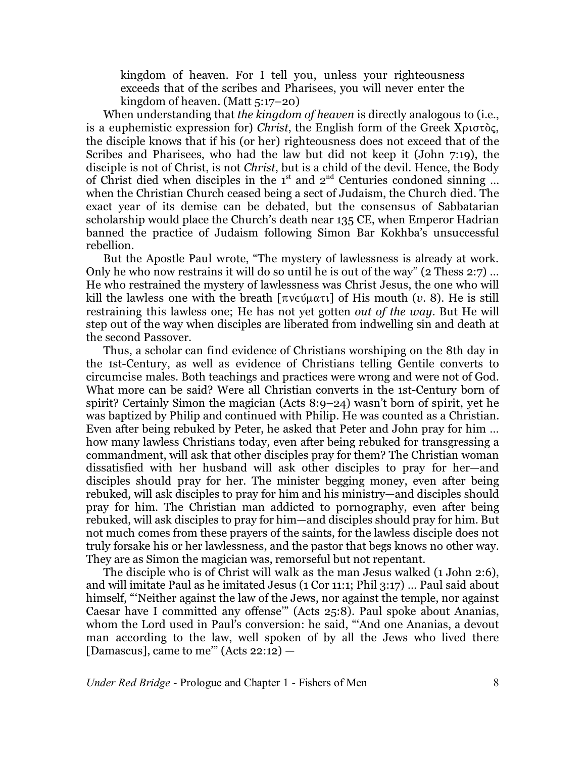> kingdom of heaven. For I tell you, unless your righteousness exceeds that of the scribes and Pharisees, you will never enter the kingdom of heaven. (Matt 5:17–20)

When understanding that *the kingdom of heaven* is directly analogous to (i.e., is a euphemistic expression for) *Christ*, the English form of the Greek Χριστὸς, the disciple knows that if his (or her) righteousness does not exceed that of the Scribes and Pharisees, who had the law but did not keep it (John 7:19), the disciple is not of Christ, is not *Christ*, but is a child of the devil. Hence, the Body of Christ died when disciples in the 1st and 2nd Centuries condoned sinning … when the Christian Church ceased being a sect of Judaism, the Church died. The exact year of its demise can be debated, but the consensus of Sabbatarian scholarship would place the Church's death near 135 CE, when Emperor Hadrian banned the practice of Judaism following Simon Bar Kokhba's unsuccessful rebellion.

But the Apostle Paul wrote, "The mystery of lawlessness is already at work. Only he who now restrains it will do so until he is out of the way" (2 Thess 2:7) … He who restrained the mystery of lawlessness was Christ Jesus, the one who will kill the lawless one with the breath [πνεύματι] of His mouth (*v.* 8). He is still restraining this lawless one; He has not yet gotten *out of the way*. But He will step out of the way when disciples are liberated from indwelling sin and death at the second Passover.

Thus, a scholar can find evidence of Christians worshiping on the 8th day in the 1st-Century, as well as evidence of Christians telling Gentile converts to circumcise males. Both teachings and practices were wrong and were not of God. What more can be said? Were all Christian converts in the 1st-Century born of spirit? Certainly Simon the magician (Acts 8:9–24) wasn't born of spirit, yet he was baptized by Philip and continued with Philip. He was counted as a Christian. Even after being rebuked by Peter, he asked that Peter and John pray for him … how many lawless Christians today, even after being rebuked for transgressing a commandment, will ask that other disciples pray for them? The Christian woman dissatisfied with her husband will ask other disciples to pray for her—and disciples should pray for her. The minister begging money, even after being rebuked, will ask disciples to pray for him and his ministry—and disciples should pray for him. The Christian man addicted to pornography, even after being rebuked, will ask disciples to pray for him—and disciples should pray for him. But not much comes from these prayers of the saints, for the lawless disciple does not truly forsake his or her lawlessness, and the pastor that begs knows no other way. They are as Simon the magician was, remorseful but not repentant.

The disciple who is of Christ will walk as the man Jesus walked (1 John 2:6), and will imitate Paul as he imitated Jesus (1 Cor 11:1; Phil 3:17) … Paul said about himself, "'Neither against the law of the Jews, nor against the temple, nor against Caesar have I committed any offense'" (Acts 25:8). Paul spoke about Ananias, whom the Lord used in Paul's conversion: he said, "'And one Ananias, a devout man according to the law, well spoken of by all the Jews who lived there [Damascus], came to me'" (Acts 22:12) —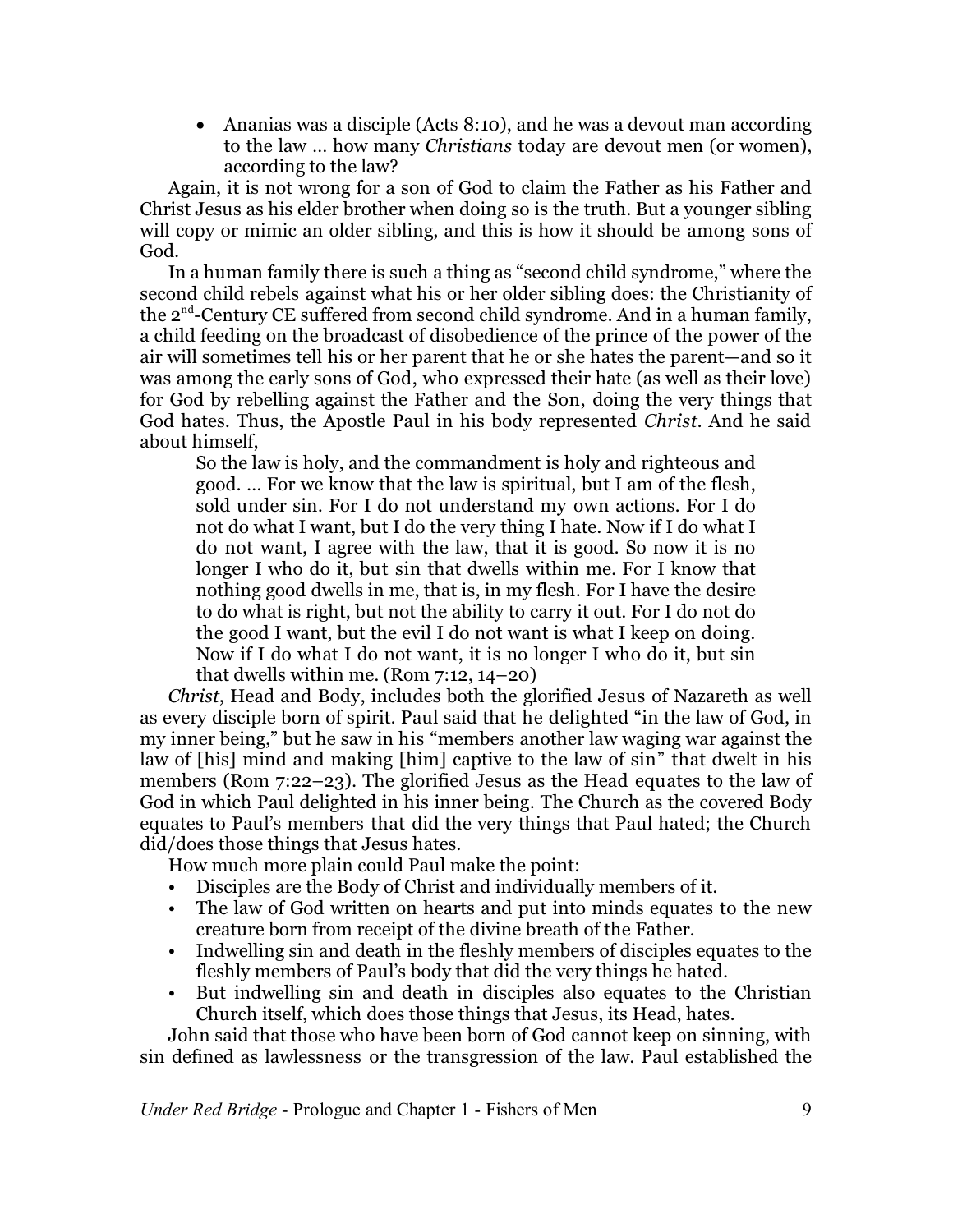- Ananias was a disciple (Acts 8:10), and he was a devout man according to the law … how many *Christians* today are devout men (or women), according to the law?

Again, it is not wrong for a son of God to claim the Father as his Father and Christ Jesus as his elder brother when doing so is the truth. But a younger sibling will copy or mimic an older sibling, and this is how it should be among sons of God.

In a human family there is such a thing as "second child syndrome," where the second child rebels against what his or her older sibling does: the Christianity of the 2nd-Century CE suffered from second child syndrome. And in a human family, a child feeding on the broadcast of disobedience of the prince of the power of the air will sometimes tell his or her parent that he or she hates the parent—and so it was among the early sons of God, who expressed their hate (as well as their love) for God by rebelling against the Father and the Son, doing the very things that God hates. Thus, the Apostle Paul in his body represented *Christ*. And he said about himself,

> So the law is holy, and the commandment is holy and righteous and good. … For we know that the law is spiritual, but I am of the flesh, sold under sin. For I do not understand my own actions. For I do not do what I want, but I do the very thing I hate. Now if I do what I do not want, I agree with the law, that it is good. So now it is no longer I who do it, but sin that dwells within me. For I know that nothing good dwells in me, that is, in my flesh. For I have the desire to do what is right, but not the ability to carry it out. For I do not do the good I want, but the evil I do not want is what I keep on doing. Now if I do what I do not want, it is no longer I who do it, but sin that dwells within me. (Rom 7:12, 14–20)

*Christ*, Head and Body, includes both the glorified Jesus of Nazareth as well as every disciple born of spirit. Paul said that he delighted "in the law of God, in my inner being," but he saw in his "members another law waging war against the law of [his] mind and making [him] captive to the law of sin" that dwelt in his members (Rom 7:22–23). The glorified Jesus as the Head equates to the law of God in which Paul delighted in his inner being. The Church as the covered Body equates to Paul's members that did the very things that Paul hated; the Church did/does those things that Jesus hates.

How much more plain could Paul make the point:

- Disciples are the Body of Christ and individually members of it.
- The law of God written on hearts and put into minds equates to the new creature born from receipt of the divine breath of the Father.
- Indwelling sin and death in the fleshly members of disciples equates to the fleshly members of Paul's body that did the very things he hated.
- But indwelling sin and death in disciples also equates to the Christian Church itself, which does those things that Jesus, its Head, hates.

John said that those who have been born of God cannot keep on sinning, with sin defined as lawlessness or the transgression of the law. Paul established the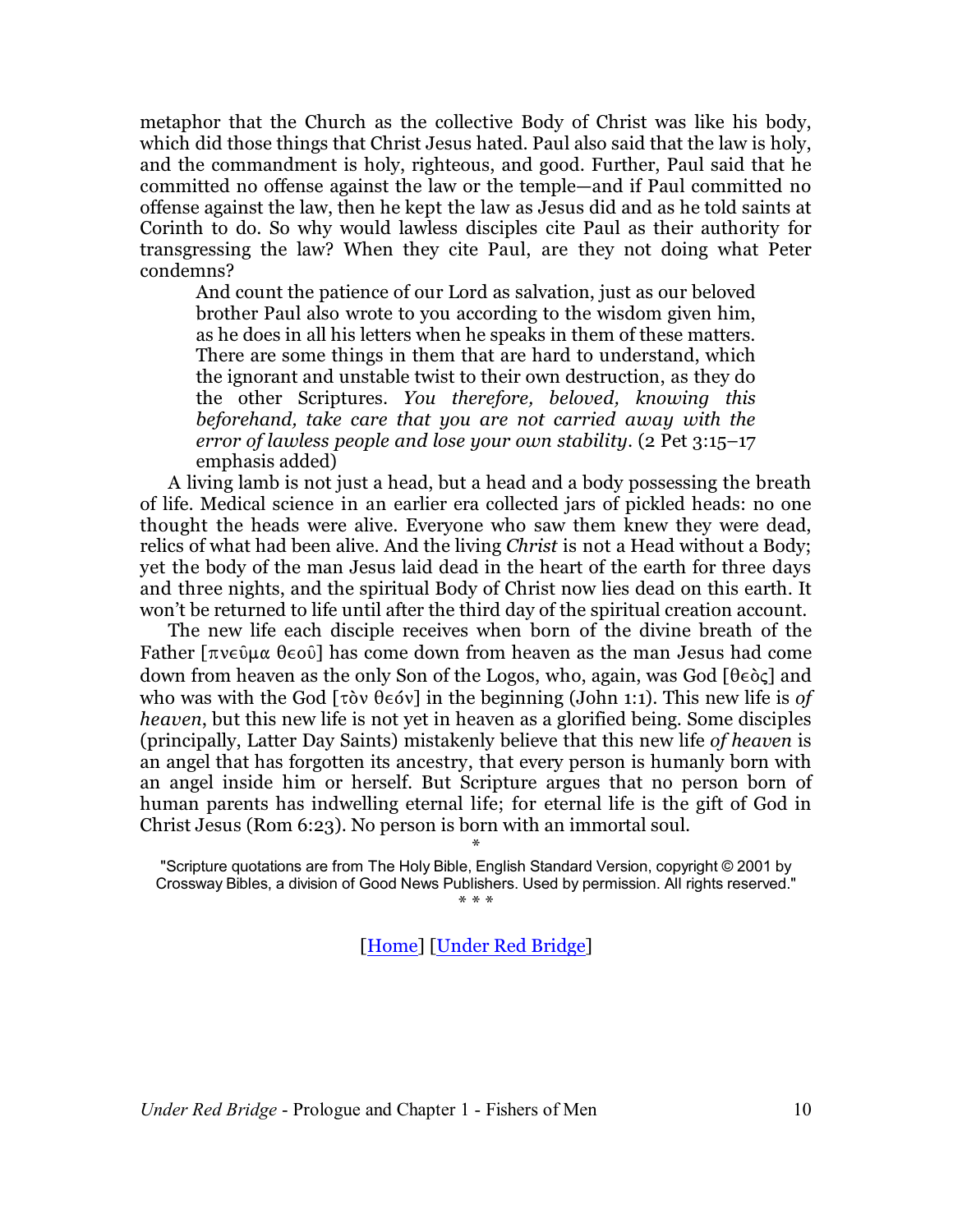metaphor that the Church as the collective Body of Christ was like his body, which did those things that Christ Jesus hated. Paul also said that the law is holy, and the commandment is holy, righteous, and good. Further, Paul said that he committed no offense against the law or the temple—and if Paul committed no offense against the law, then he kept the law as Jesus did and as he told saints at Corinth to do. So why would lawless disciples cite Paul as their authority for transgressing the law? When they cite Paul, are they not doing what Peter condemns?

> And count the patience of our Lord as salvation, just as our beloved brother Paul also wrote to you according to the wisdom given him, as he does in all his letters when he speaks in them of these matters. There are some things in them that are hard to understand, which the ignorant and unstable twist to their own destruction, as they do the other Scriptures. *You therefore, beloved, knowing this beforehand, take care that you are not carried away with the error of lawless people and lose your own stability*. (2 Pet 3:15–17 emphasis added)

A living lamb is not just a head, but a head and a body possessing the breath of life. Medical science in an earlier era collected jars of pickled heads: no one thought the heads were alive. Everyone who saw them knew they were dead, relics of what had been alive. And the living *Christ* is not a Head without a Body; yet the body of the man Jesus laid dead in the heart of the earth for three days and three nights, and the spiritual Body of Christ now lies dead on this earth. It won't be returned to life until after the third day of the spiritual creation account.

The new life each disciple receives when born of the divine breath of the Father [πνεῦμα θεοῦ] has come down from heaven as the man Jesus had come down from heaven as the only Son of the Logos, who, again, was God [θεὸς] and who was with the God [τὸν θεόν] in the beginning (John 1:1). This new life is *of heaven*, but this new life is not yet in heaven as a glorified being. Some disciples (principally, Latter Day Saints) mistakenly believe that this new life *of heaven* is an angel that has forgotten its ancestry, that every person is humanly born with an angel inside him or herself. But Scripture argues that no person born of human parents has indwelling eternal life; for eternal life is the gift of God in Christ Jesus (Rom 6:23). No person is born with an immortal soul.

*

"Scripture quotations are from The Holy Bible, English Standard Version, copyright © 2001 by Crossway Bibles, a division of Good News Publishers. Used by permission. All rights reserved."

* * *

[Home] [Under Red Bridge]